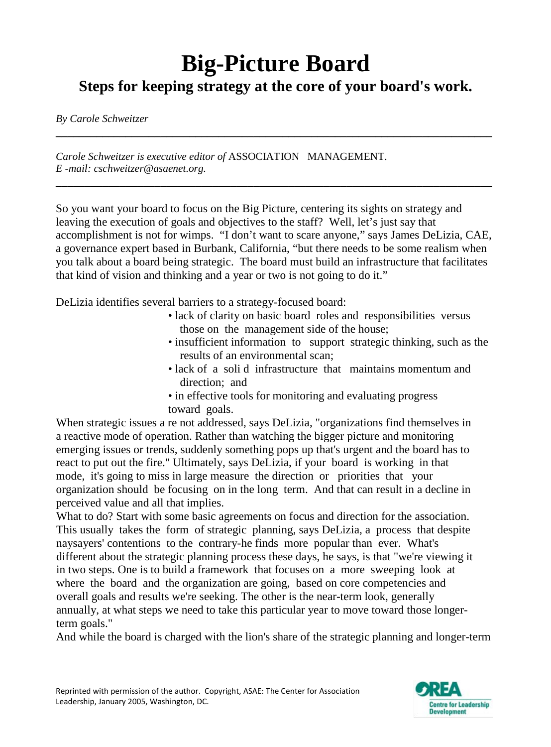# Big-Picture Board

## Steps for keeping strategy at the core of your board's work.

*By Carole Schweitzer*

---

*Carole Schweitzer is executive editor of* ASSOCIATION MANAGEMENT.
*E -mail: cschweitzer@asaenet.org.*

---

So you want your board to focus on the Big Picture, centering its sights on strategy and leaving the execution of goals and objectives to the staff? Well, let's just say that accomplishment is not for wimps. "I don't want to scare anyone," says James DeLizia, CAE, a governance expert based in Burbank, California, "but there needs to be some realism when you talk about a board being strategic. The board must build an infrastructure that facilitates that kind of vision and thinking and a year or two is not going to do it."

DeLizia identifies several barriers to a strategy-focused board:

- lack of clarity on basic board roles and responsibilities versus those on the management side of the house;
- insufficient information to support strategic thinking, such as the results of an environmental scan;
- lack of a soli d infrastructure that maintains momentum and direction; and
- in effective tools for monitoring and evaluating progress toward goals.

When strategic issues a re not addressed, says DeLizia, "organizations find themselves in a reactive mode of operation. Rather than watching the bigger picture and monitoring emerging issues or trends, suddenly something pops up that's urgent and the board has to react to put out the fire." Ultimately, says DeLizia, if your board is working in that mode, it's going to miss in large measure the direction or priorities that your organization should be focusing on in the long term. And that can result in a decline in perceived value and all that implies.

What to do? Start with some basic agreements on focus and direction for the association. This usually takes the form of strategic planning, says DeLizia, a process that despite naysayers' contentions to the contrary-he finds more popular than ever. What's different about the strategic planning process these days, he says, is that "we're viewing it in two steps. One is to build a framework that focuses on a more sweeping look at where the board and the organization are going, based on core competencies and overall goals and results we're seeking. The other is the near-term look, generally annually, at what steps we need to take this particular year to move toward those longer-term goals."

And while the board is charged with the lion's share of the strategic planning and longer-term

Reprinted with permission of the author. Copyright, ASAE: The Center for Association Leadership, January 2005, Washington, DC.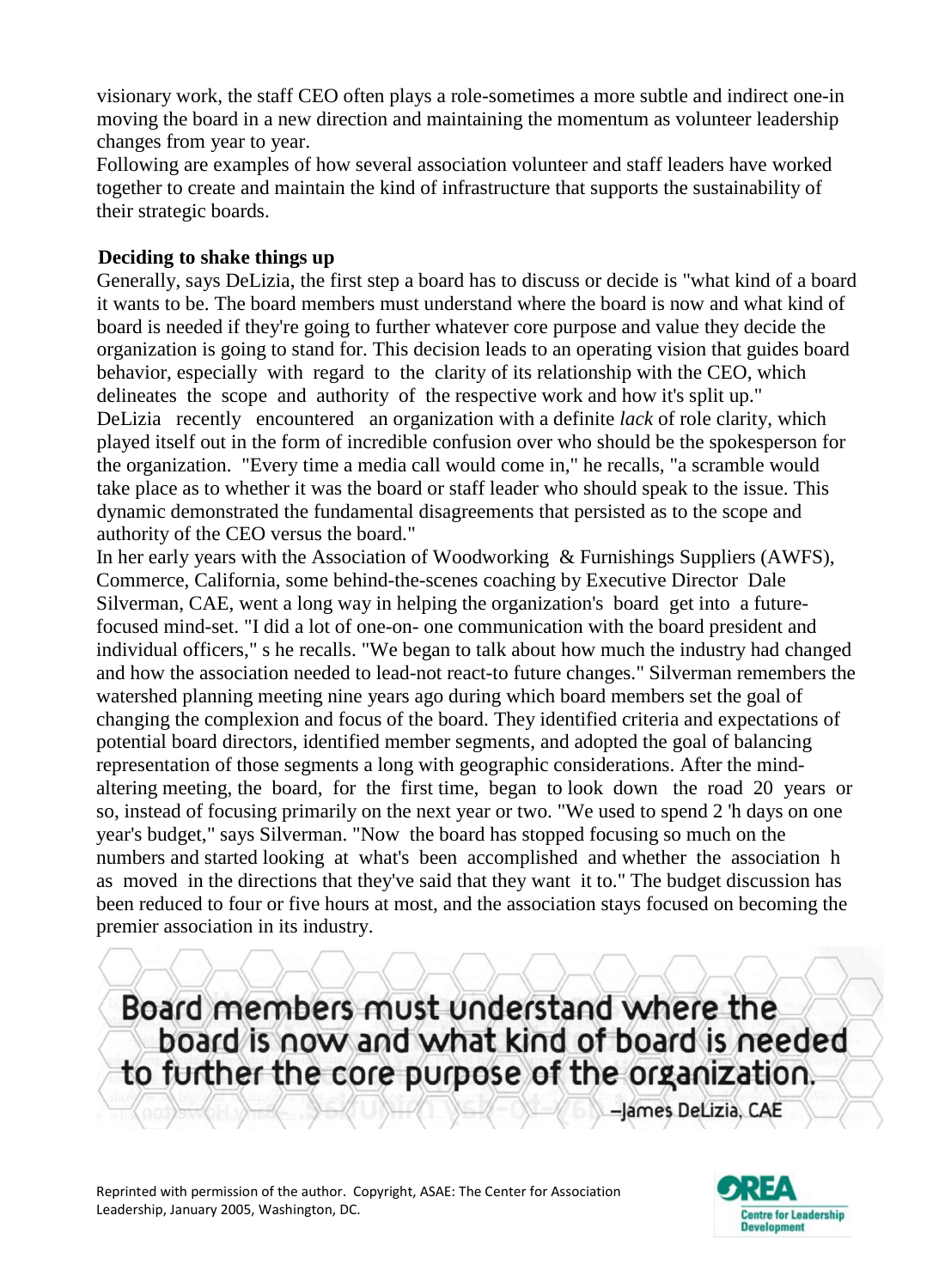visionary work, the staff CEO often plays a role-sometimes a more subtle and indirect one-in moving the board in a new direction and maintaining the momentum as volunteer leadership changes from year to year.

Following are examples of how several association volunteer and staff leaders have worked together to create and maintain the kind of infrastructure that supports the sustainability of their strategic boards.

**Deciding to shake things up**

Generally, says DeLizia, the first step a board has to discuss or decide is "what kind of a board it wants to be. The board members must understand where the board is now and what kind of board is needed if they're going to further whatever core purpose and value they decide the organization is going to stand for. This decision leads to an operating vision that guides board behavior, especially with regard to the clarity of its relationship with the CEO, which delineates the scope and authority of the respective work and how it's split up."

DeLizia recently encountered an organization with a definite *lack* of role clarity, which played itself out in the form of incredible confusion over who should be the spokesperson for the organization. "Every time a media call would come in," he recalls, "a scramble would take place as to whether it was the board or staff leader who should speak to the issue. This dynamic demonstrated the fundamental disagreements that persisted as to the scope and authority of the CEO versus the board."

In her early years with the Association of Woodworking & Furnishings Suppliers (AWFS), Commerce, California, some behind-the-scenes coaching by Executive Director Dale Silverman, CAE, went a long way in helping the organization's board get into a future-focused mind-set. "I did a lot of one-on- one communication with the board president and individual officers," s he recalls. "We began to talk about how much the industry had changed and how the association needed to lead-not react-to future changes." Silverman remembers the watershed planning meeting nine years ago during which board members set the goal of changing the complexion and focus of the board. They identified criteria and expectations of potential board directors, identified member segments, and adopted the goal of balancing representation of those segments a long with geographic considerations. After the mind-altering meeting, the board, for the first time, began to look down the road 20 years or so, instead of focusing primarily on the next year or two. "We used to spend 2 'h days on one year's budget," says Silverman. "Now the board has stopped focusing so much on the numbers and started looking at what's been accomplished and whether the association h as moved in the directions that they've said that they want it to." The budget discussion has been reduced to four or five hours at most, and the association stays focused on becoming the premier association in its industry.

> **Board members must understand where the board is now and what kind of board is needed to further the core purpose of the organization.**
>
> –James DeLizia, CAE

Reprinted with permission of the author. Copyright, ASAE: The Center for Association Leadership, January 2005, Washington, DC.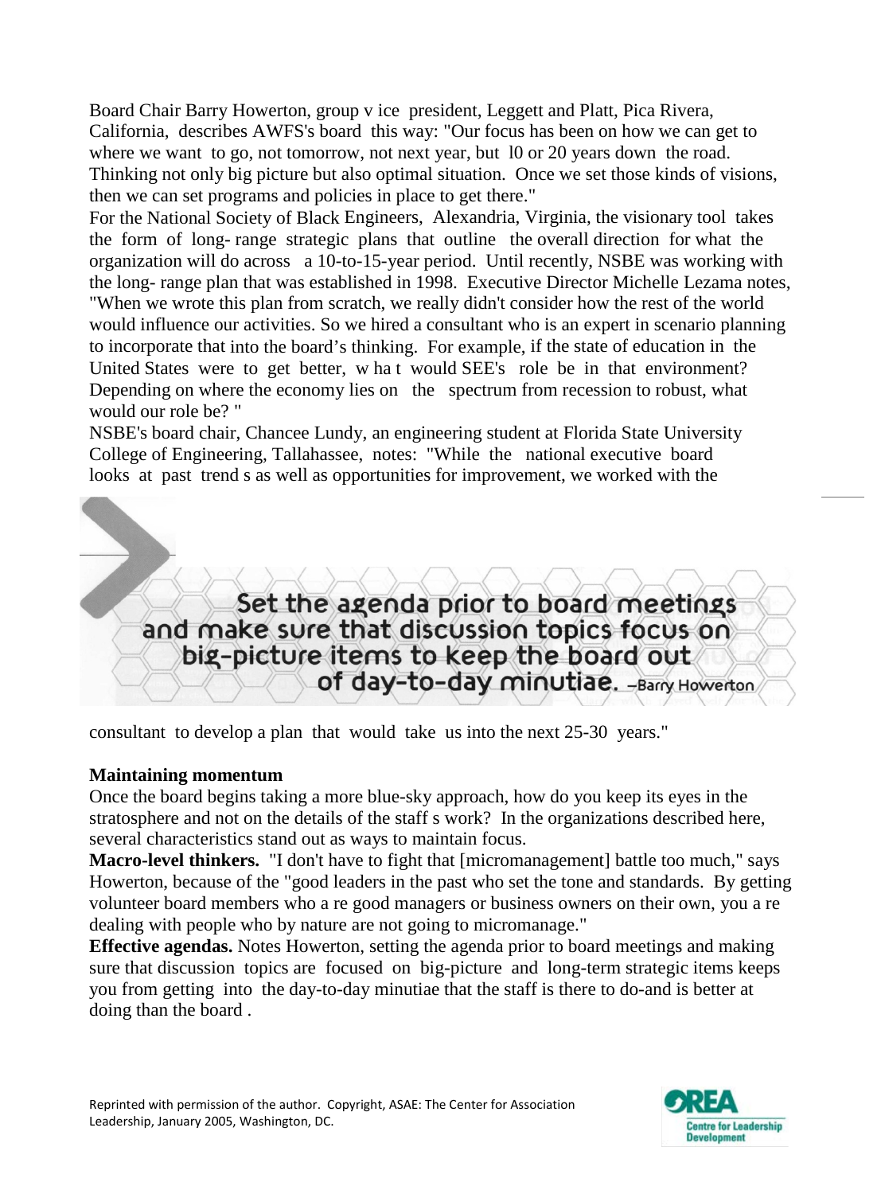Board Chair Barry Howerton, group v ice president, Leggett and Platt, Pica Rivera, California, describes AWFS's board this way: "Our focus has been on how we can get to where we want to go, not tomorrow, not next year, but l0 or 20 years down the road. Thinking not only big picture but also optimal situation. Once we set those kinds of visions, then we can set programs and policies in place to get there."

For the National Society of Black Engineers, Alexandria, Virginia, the visionary tool takes the form of long- range strategic plans that outline the overall direction for what the organization will do across a 10-to-15-year period. Until recently, NSBE was working with the long- range plan that was established in 1998. Executive Director Michelle Lezama notes, "When we wrote this plan from scratch, we really didn't consider how the rest of the world would influence our activities. So we hired a consultant who is an expert in scenario planning to incorporate that into the board's thinking. For example, if the state of education in the United States were to get better, w ha t would SEE's role be in that environment? Depending on where the economy lies on the spectrum from recession to robust, what would our role be? "

NSBE's board chair, Chancee Lundy, an engineering student at Florida State University College of Engineering, Tallahassee, notes: "While the national executive board looks at past trend s as well as opportunities for improvement, we worked with the consultant to develop a plan that would take us into the next 25-30 years."

> Set the agenda prior to board meetings and make sure that discussion topics focus on big-picture items to keep the board out of day-to-day minutiae. –Barry Howerton

**Maintaining momentum**

Once the board begins taking a more blue-sky approach, how do you keep its eyes in the stratosphere and not on the details of the staff s work? In the organizations described here, several characteristics stand out as ways to maintain focus.

**Macro-level thinkers.** "I don't have to fight that [micromanagement] battle too much," says Howerton, because of the "good leaders in the past who set the tone and standards. By getting volunteer board members who a re good managers or business owners on their own, you a re dealing with people who by nature are not going to micromanage."

**Effective agendas.** Notes Howerton, setting the agenda prior to board meetings and making sure that discussion topics are focused on big-picture and long-term strategic items keeps you from getting into the day-to-day minutiae that the staff is there to do-and is better at doing than the board .

Reprinted with permission of the author. Copyright, ASAE: The Center for Association Leadership, January 2005, Washington, DC.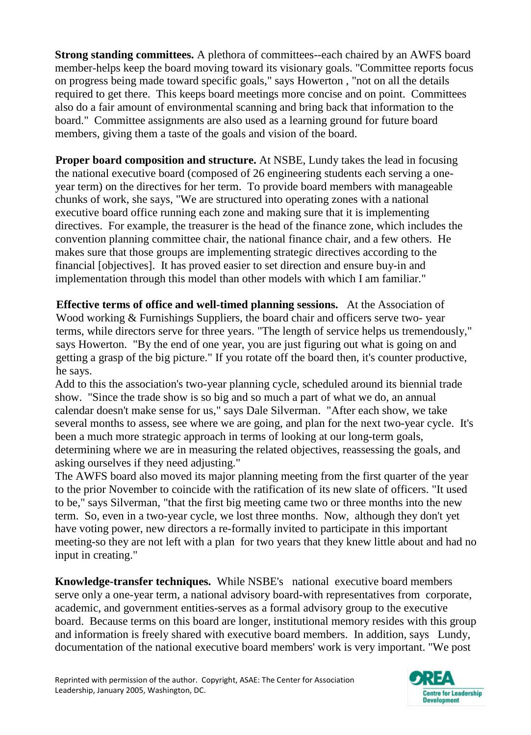**Strong standing committees.** A plethora of committees--each chaired by an AWFS board member-helps keep the board moving toward its visionary goals. "Committee reports focus on progress being made toward specific goals," says Howerton , "not on all the details required to get there. This keeps board meetings more concise and on point. Committees also do a fair amount of environmental scanning and bring back that information to the board." Committee assignments are also used as a learning ground for future board members, giving them a taste of the goals and vision of the board.

**Proper board composition and structure.** At NSBE, Lundy takes the lead in focusing the national executive board (composed of 26 engineering students each serving a one-year term) on the directives for her term. To provide board members with manageable chunks of work, she says, "We are structured into operating zones with a national executive board office running each zone and making sure that it is implementing directives. For example, the treasurer is the head of the finance zone, which includes the convention planning committee chair, the national finance chair, and a few others. He makes sure that those groups are implementing strategic directives according to the financial [objectives]. It has proved easier to set direction and ensure buy-in and implementation through this model than other models with which I am familiar."

**Effective terms of office and well-timed planning sessions.** At the Association of Wood working & Furnishings Suppliers, the board chair and officers serve two- year terms, while directors serve for three years. "The length of service helps us tremendously," says Howerton. "By the end of one year, you are just figuring out what is going on and getting a grasp of the big picture." If you rotate off the board then, it's counter productive, he says.

Add to this the association's two-year planning cycle, scheduled around its biennial trade show. "Since the trade show is so big and so much a part of what we do, an annual calendar doesn't make sense for us," says Dale Silverman. "After each show, we take several months to assess, see where we are going, and plan for the next two-year cycle. It's been a much more strategic approach in terms of looking at our long-term goals, determining where we are in measuring the related objectives, reassessing the goals, and asking ourselves if they need adjusting."

The AWFS board also moved its major planning meeting from the first quarter of the year to the prior November to coincide with the ratification of its new slate of officers. "It used to be," says Silverman, "that the first big meeting came two or three months into the new term. So, even in a two-year cycle, we lost three months. Now, although they don't yet have voting power, new directors a re-formally invited to participate in this important meeting-so they are not left with a plan for two years that they knew little about and had no input in creating."

**Knowledge-transfer techniques.** While NSBE's national executive board members serve only a one-year term, a national advisory board-with representatives from corporate, academic, and government entities-serves as a formal advisory group to the executive board. Because terms on this board are longer, institutional memory resides with this group and information is freely shared with executive board members. In addition, says Lundy, documentation of the national executive board members' work is very important. "We post

Reprinted with permission of the author. Copyright, ASAE: The Center for Association Leadership, January 2005, Washington, DC.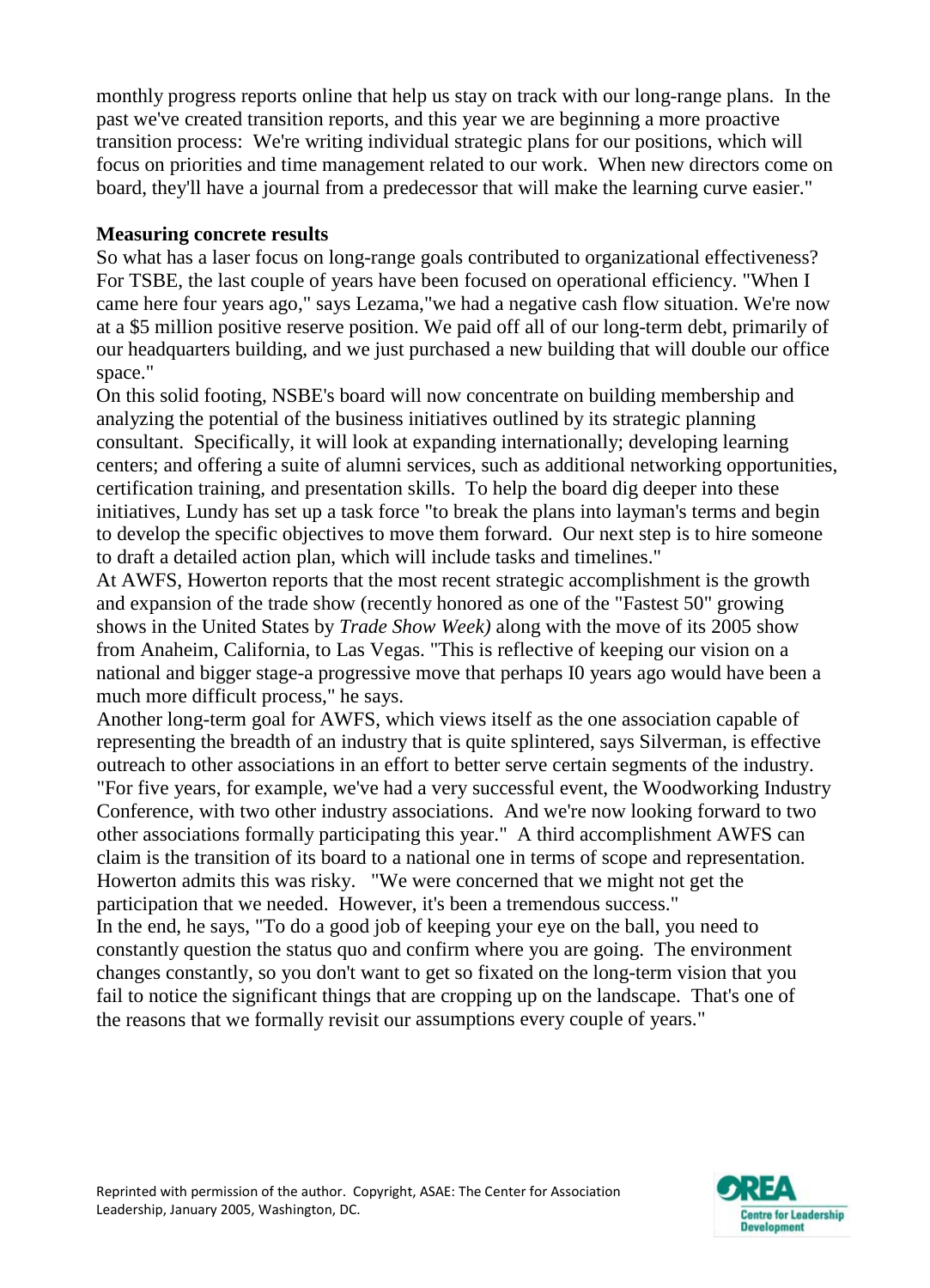monthly progress reports online that help us stay on track with our long-range plans. In the past we've created transition reports, and this year we are beginning a more proactive transition process: We're writing individual strategic plans for our positions, which will focus on priorities and time management related to our work. When new directors come on board, they'll have a journal from a predecessor that will make the learning curve easier."

**Measuring concrete results**

So what has a laser focus on long-range goals contributed to organizational effectiveness? For TSBE, the last couple of years have been focused on operational efficiency. "When I came here four years ago," says Lezama,"we had a negative cash flow situation. We're now at a $5 million positive reserve position. We paid off all of our long-term debt, primarily of our headquarters building, and we just purchased a new building that will double our office space."

On this solid footing, NSBE's board will now concentrate on building membership and analyzing the potential of the business initiatives outlined by its strategic planning consultant. Specifically, it will look at expanding internationally; developing learning centers; and offering a suite of alumni services, such as additional networking opportunities, certification training, and presentation skills. To help the board dig deeper into these initiatives, Lundy has set up a task force "to break the plans into layman's terms and begin to develop the specific objectives to move them forward. Our next step is to hire someone to draft a detailed action plan, which will include tasks and timelines."

At AWFS, Howerton reports that the most recent strategic accomplishment is the growth and expansion of the trade show (recently honored as one of the "Fastest 50" growing shows in the United States by *Trade Show Week)* along with the move of its 2005 show from Anaheim, California, to Las Vegas. "This is reflective of keeping our vision on a national and bigger stage-a progressive move that perhaps I0 years ago would have been a much more difficult process," he says.

Another long-term goal for AWFS, which views itself as the one association capable of representing the breadth of an industry that is quite splintered, says Silverman, is effective outreach to other associations in an effort to better serve certain segments of the industry. "For five years, for example, we've had a very successful event, the Woodworking Industry Conference, with two other industry associations. And we're now looking forward to two other associations formally participating this year." A third accomplishment AWFS can claim is the transition of its board to a national one in terms of scope and representation. Howerton admits this was risky. "We were concerned that we might not get the participation that we needed. However, it's been a tremendous success."

In the end, he says, "To do a good job of keeping your eye on the ball, you need to constantly question the status quo and confirm where you are going. The environment changes constantly, so you don't want to get so fixated on the long-term vision that you fail to notice the significant things that are cropping up on the landscape. That's one of the reasons that we formally revisit our assumptions every couple of years."

Reprinted with permission of the author. Copyright, ASAE: The Center for Association Leadership, January 2005, Washington, DC.